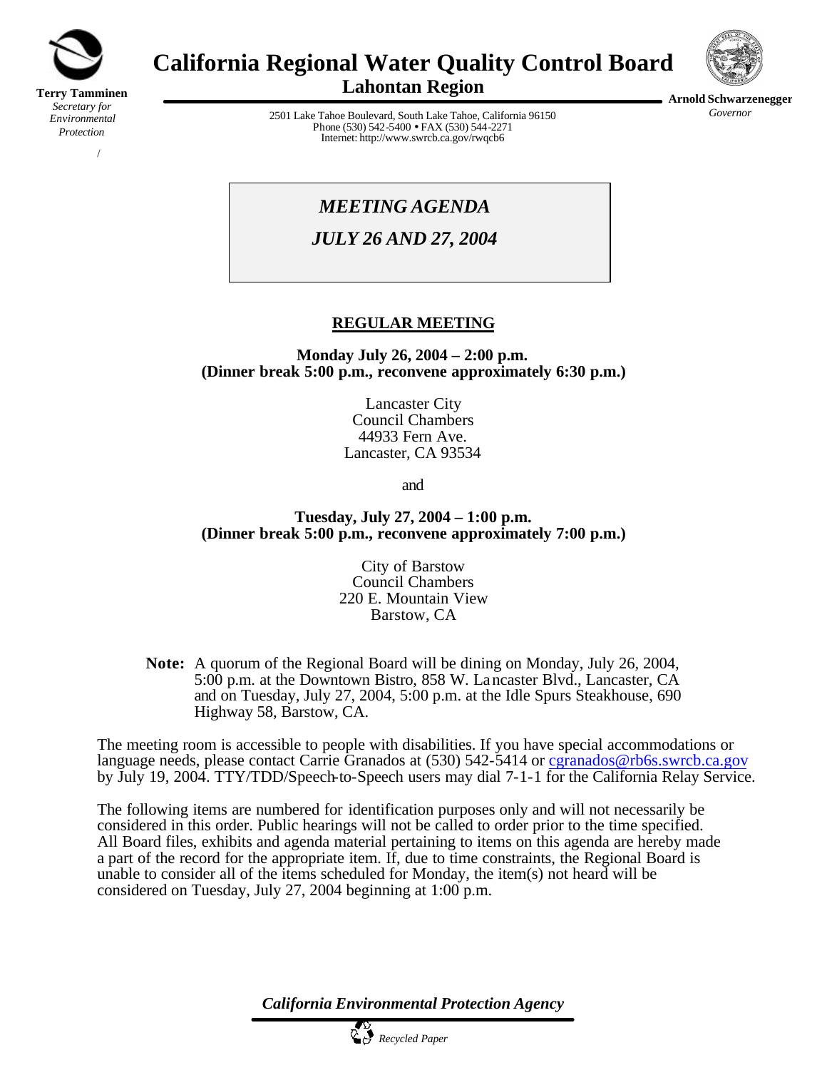**Terry Tamminen**
*Secretary for Environmental Protection*

# California Regional Water Quality Control Board
## Lahontan Region

2501 Lake Tahoe Boulevard, South Lake Tahoe, California 96150
Phone (530) 542-5400 • FAX (530) 544-2271
Internet: http://www.swrcb.ca.gov/rwqcb6

**Arnold Schwarzenegger**
*Governor*

*MEETING AGENDA*

*JULY 26 AND 27, 2004*

## REGULAR MEETING

**Monday July 26, 2004 – 2:00 p.m.**
**(Dinner break 5:00 p.m., reconvene approximately 6:30 p.m.)**

Lancaster City
Council Chambers
44933 Fern Ave.
Lancaster, CA 93534

and

**Tuesday, July 27, 2004 – 1:00 p.m.**
**(Dinner break 5:00 p.m., reconvene approximately 7:00 p.m.)**

City of Barstow
Council Chambers
220 E. Mountain View
Barstow, CA

**Note:** A quorum of the Regional Board will be dining on Monday, July 26, 2004, 5:00 p.m. at the Downtown Bistro, 858 W. Lancaster Blvd., Lancaster, CA and on Tuesday, July 27, 2004, 5:00 p.m. at the Idle Spurs Steakhouse, 690 Highway 58, Barstow, CA.

The meeting room is accessible to people with disabilities. If you have special accommodations or language needs, please contact Carrie Granados at (530) 542-5414 or cgranados@rb6s.swrcb.ca.gov by July 19, 2004. TTY/TDD/Speech-to-Speech users may dial 7-1-1 for the California Relay Service.

The following items are numbered for identification purposes only and will not necessarily be considered in this order. Public hearings will not be called to order prior to the time specified. All Board files, exhibits and agenda material pertaining to items on this agenda are hereby made a part of the record for the appropriate item. If, due to time constraints, the Regional Board is unable to consider all of the items scheduled for Monday, the item(s) not heard will be considered on Tuesday, July 27, 2004 beginning at 1:00 p.m.

*California Environmental Protection Agency*

*Recycled Paper*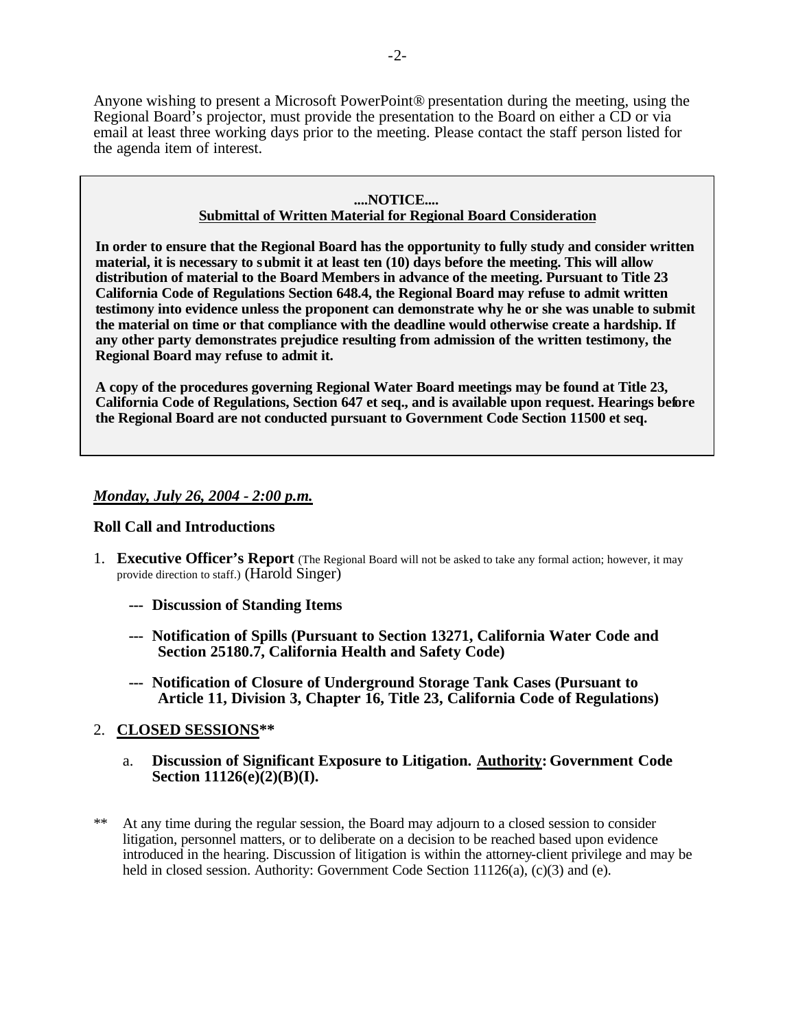Anyone wishing to present a Microsoft PowerPoint® presentation during the meeting, using the Regional Board's projector, must provide the presentation to the Board on either a CD or via email at least three working days prior to the meeting. Please contact the staff person listed for the agenda item of interest.

**....NOTICE....**

**Submittal of Written Material for Regional Board Consideration**

**In order to ensure that the Regional Board has the opportunity to fully study and consider written material, it is necessary to submit it at least ten (10) days before the meeting. This will allow distribution of material to the Board Members in advance of the meeting. Pursuant to Title 23 California Code of Regulations Section 648.4, the Regional Board may refuse to admit written testimony into evidence unless the proponent can demonstrate why he or she was unable to submit the material on time or that compliance with the deadline would otherwise create a hardship. If any other party demonstrates prejudice resulting from admission of the written testimony, the Regional Board may refuse to admit it.**

**A copy of the procedures governing Regional Water Board meetings may be found at Title 23, California Code of Regulations, Section 647 et seq., and is available upon request. Hearings before the Regional Board are not conducted pursuant to Government Code Section 11500 et seq.**

***Monday, July 26, 2004 - 2:00 p.m.***

**Roll Call and Introductions**

1. **Executive Officer's Report** (The Regional Board will not be asked to take any formal action; however, it may provide direction to staff.) (Harold Singer)

   **--- Discussion of Standing Items**

   **--- Notification of Spills (Pursuant to Section 13271, California Water Code and Section 25180.7, California Health and Safety Code)**

   **--- Notification of Closure of Underground Storage Tank Cases (Pursuant to Article 11, Division 3, Chapter 16, Title 23, California Code of Regulations)**

2. **CLOSED SESSIONS****

   a. **Discussion of Significant Exposure to Litigation. Authority: Government Code Section 11126(e)(2)(B)(I).**

** At any time during the regular session, the Board may adjourn to a closed session to consider litigation, personnel matters, or to deliberate on a decision to be reached based upon evidence introduced in the hearing. Discussion of litigation is within the attorney-client privilege and may be held in closed session. Authority: Government Code Section 11126(a), (c)(3) and (e).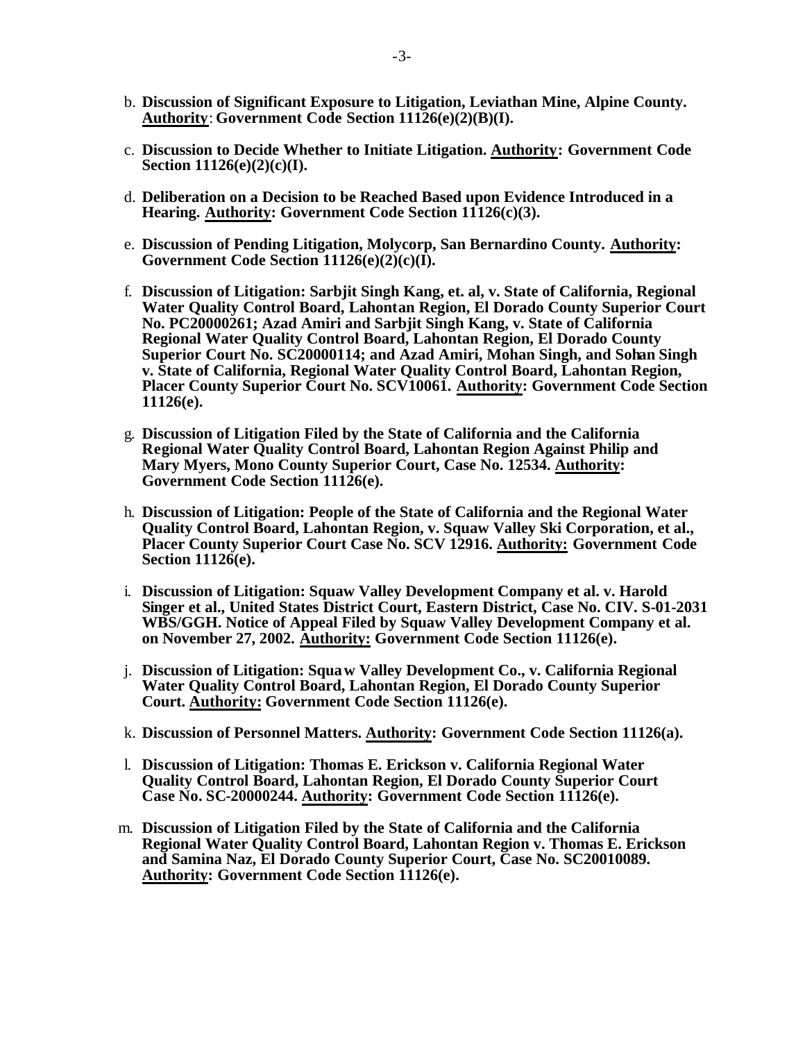b. **Discussion of Significant Exposure to Litigation, Leviathan Mine, Alpine County. Authority: Government Code Section 11126(e)(2)(B)(I).**

c. **Discussion to Decide Whether to Initiate Litigation. Authority: Government Code Section 11126(e)(2)(c)(I).**

d. **Deliberation on a Decision to be Reached Based upon Evidence Introduced in a Hearing. Authority: Government Code Section 11126(c)(3).**

e. **Discussion of Pending Litigation, Molycorp, San Bernardino County. Authority: Government Code Section 11126(e)(2)(c)(I).**

f. **Discussion of Litigation: Sarbjit Singh Kang, et. al, v. State of California, Regional Water Quality Control Board, Lahontan Region, El Dorado County Superior Court No. PC20000261; Azad Amiri and Sarbjit Singh Kang, v. State of California Regional Water Quality Control Board, Lahontan Region, El Dorado County Superior Court No. SC20000114; and Azad Amiri, Mohan Singh, and Sohan Singh v. State of California, Regional Water Quality Control Board, Lahontan Region, Placer County Superior Court No. SCV10061. Authority: Government Code Section 11126(e).**

g. **Discussion of Litigation Filed by the State of California and the California Regional Water Quality Control Board, Lahontan Region Against Philip and Mary Myers, Mono County Superior Court, Case No. 12534. Authority: Government Code Section 11126(e).**

h. **Discussion of Litigation: People of the State of California and the Regional Water Quality Control Board, Lahontan Region, v. Squaw Valley Ski Corporation, et al., Placer County Superior Court Case No. SCV 12916. Authority: Government Code Section 11126(e).**

i. **Discussion of Litigation: Squaw Valley Development Company et al. v. Harold Singer et al., United States District Court, Eastern District, Case No. CIV. S-01-2031 WBS/GGH. Notice of Appeal Filed by Squaw Valley Development Company et al. on November 27, 2002. Authority: Government Code Section 11126(e).**

j. **Discussion of Litigation: Squaw Valley Development Co., v. California Regional Water Quality Control Board, Lahontan Region, El Dorado County Superior Court. Authority: Government Code Section 11126(e).**

k. **Discussion of Personnel Matters. Authority: Government Code Section 11126(a).**

l. **Discussion of Litigation: Thomas E. Erickson v. California Regional Water Quality Control Board, Lahontan Region, El Dorado County Superior Court Case No. SC-20000244. Authority: Government Code Section 11126(e).**

m. **Discussion of Litigation Filed by the State of California and the California Regional Water Quality Control Board, Lahontan Region v. Thomas E. Erickson and Samina Naz, El Dorado County Superior Court, Case No. SC20010089. Authority: Government Code Section 11126(e).**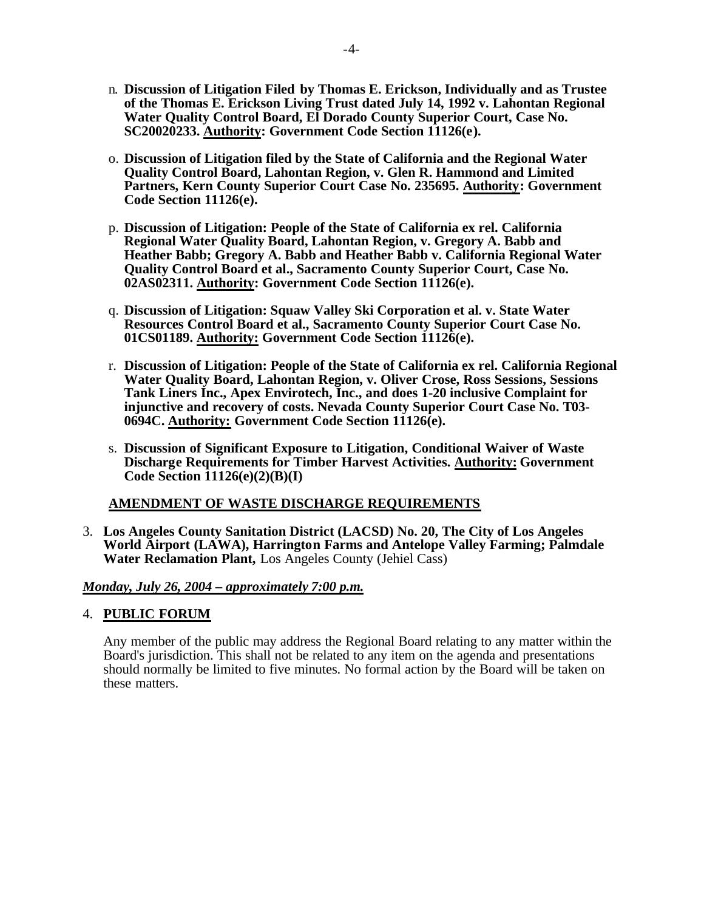n. **Discussion of Litigation Filed by Thomas E. Erickson, Individually and as Trustee of the Thomas E. Erickson Living Trust dated July 14, 1992 v. Lahontan Regional Water Quality Control Board, El Dorado County Superior Court, Case No. SC20020233. <u>Authority</u>: Government Code Section 11126(e).**

o. **Discussion of Litigation filed by the State of California and the Regional Water Quality Control Board, Lahontan Region, v. Glen R. Hammond and Limited Partners, Kern County Superior Court Case No. 235695. <u>Authority</u>: Government Code Section 11126(e).**

p. **Discussion of Litigation: People of the State of California ex rel. California Regional Water Quality Board, Lahontan Region, v. Gregory A. Babb and Heather Babb; Gregory A. Babb and Heather Babb v. California Regional Water Quality Control Board et al., Sacramento County Superior Court, Case No. 02AS02311. <u>Authority</u>: Government Code Section 11126(e).**

q. **Discussion of Litigation: Squaw Valley Ski Corporation et al. v. State Water Resources Control Board et al., Sacramento County Superior Court Case No. 01CS01189. <u>Authority:</u> Government Code Section 11126(e).**

r. **Discussion of Litigation: People of the State of California ex rel. California Regional Water Quality Board, Lahontan Region, v. Oliver Crose, Ross Sessions, Sessions Tank Liners Inc., Apex Envirotech, Inc., and does 1-20 inclusive Complaint for injunctive and recovery of costs. Nevada County Superior Court Case No. T03-0694C. <u>Authority:</u> Government Code Section 11126(e).**

s. **Discussion of Significant Exposure to Litigation, Conditional Waiver of Waste Discharge Requirements for Timber Harvest Activities. <u>Authority:</u> Government Code Section 11126(e)(2)(B)(I)**

**<u>AMENDMENT OF WASTE DISCHARGE REQUIREMENTS</u>**

3. **Los Angeles County Sanitation District (LACSD) No. 20, The City of Los Angeles World Airport (LAWA), Harrington Farms and Antelope Valley Farming; Palmdale Water Reclamation Plant,** Los Angeles County (Jehiel Cass)

***<u>Monday, July 26, 2004 – approximately 7:00 p.m.</u>***

4. **<u>PUBLIC FORUM</u>**

   Any member of the public may address the Regional Board relating to any matter within the Board's jurisdiction. This shall not be related to any item on the agenda and presentations should normally be limited to five minutes. No formal action by the Board will be taken on these matters.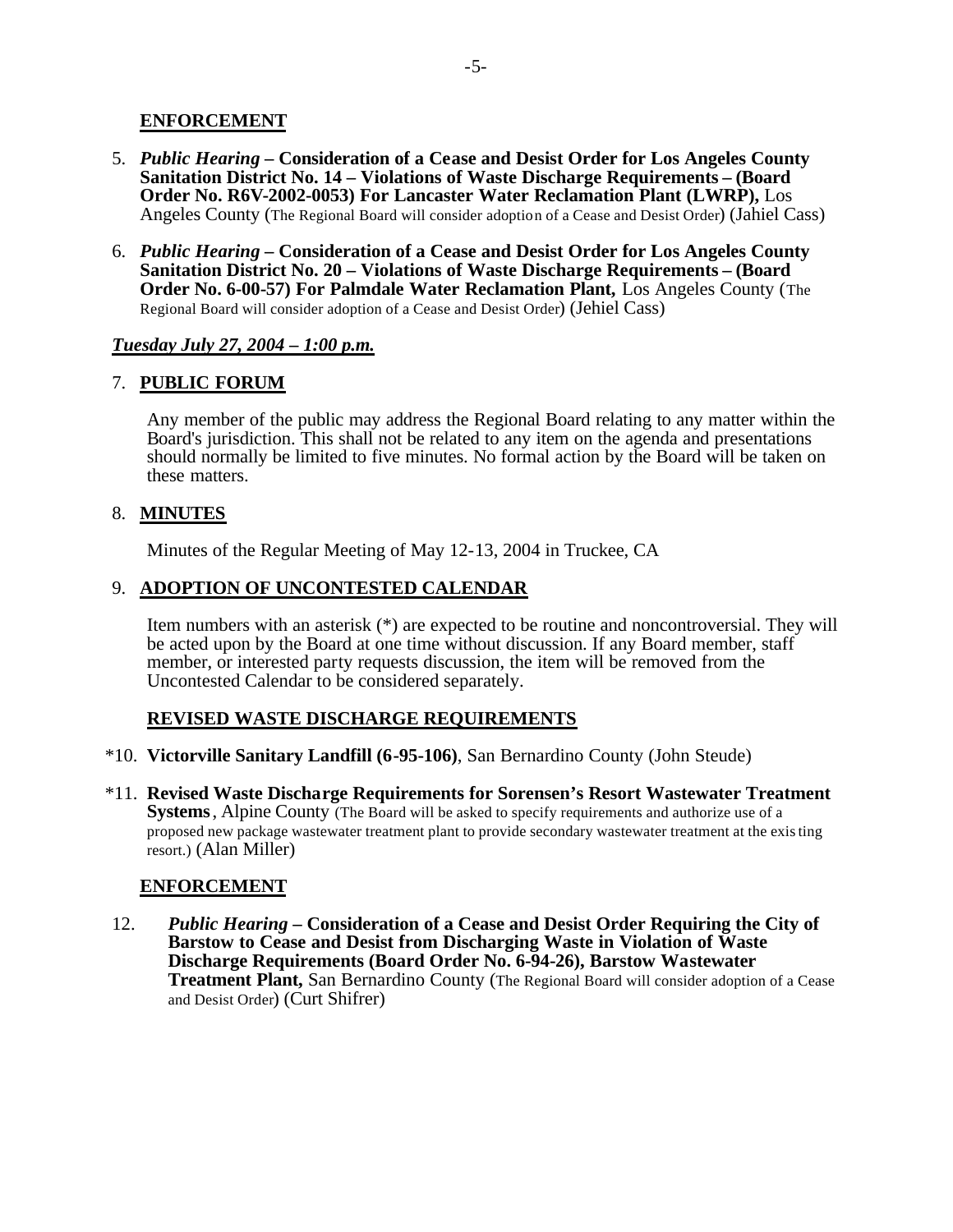**ENFORCEMENT**

5. ***Public Hearing* – Consideration of a Cease and Desist Order for Los Angeles County Sanitation District No. 14 – Violations of Waste Discharge Requirements – (Board Order No. R6V-2002-0053) For Lancaster Water Reclamation Plant (LWRP),** Los Angeles County (The Regional Board will consider adoption of a Cease and Desist Order) (Jahiel Cass)

6. ***Public Hearing* – Consideration of a Cease and Desist Order for Los Angeles County Sanitation District No. 20 – Violations of Waste Discharge Requirements – (Board Order No. 6-00-57) For Palmdale Water Reclamation Plant,** Los Angeles County (The Regional Board will consider adoption of a Cease and Desist Order) (Jehiel Cass)

***Tuesday July 27, 2004 – 1:00 p.m.***

7. **PUBLIC FORUM**

   Any member of the public may address the Regional Board relating to any matter within the Board's jurisdiction. This shall not be related to any item on the agenda and presentations should normally be limited to five minutes. No formal action by the Board will be taken on these matters.

8. **MINUTES**

   Minutes of the Regular Meeting of May 12-13, 2004 in Truckee, CA

9. **ADOPTION OF UNCONTESTED CALENDAR**

   Item numbers with an asterisk (*) are expected to be routine and noncontroversial. They will be acted upon by the Board at one time without discussion. If any Board member, staff member, or interested party requests discussion, the item will be removed from the Uncontested Calendar to be considered separately.

**REVISED WASTE DISCHARGE REQUIREMENTS**

*10. **Victorville Sanitary Landfill (6-95-106)**, San Bernardino County (John Steude)

*11. **Revised Waste Discharge Requirements for Sorensen's Resort Wastewater Treatment Systems**, Alpine County (The Board will be asked to specify requirements and authorize use of a proposed new package wastewater treatment plant to provide secondary wastewater treatment at the existing resort.) (Alan Miller)

**ENFORCEMENT**

12. ***Public Hearing* – Consideration of a Cease and Desist Order Requiring the City of Barstow to Cease and Desist from Discharging Waste in Violation of Waste Discharge Requirements (Board Order No. 6-94-26), Barstow Wastewater Treatment Plant,** San Bernardino County (The Regional Board will consider adoption of a Cease and Desist Order) (Curt Shifrer)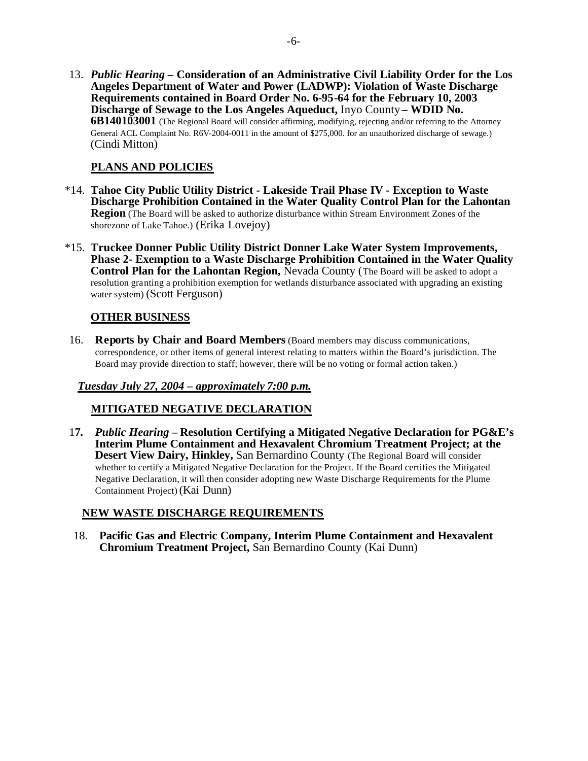13. ***Public Hearing* – Consideration of an Administrative Civil Liability Order for the Los Angeles Department of Water and Power (LADWP): Violation of Waste Discharge Requirements contained in Board Order No. 6-95-64 for the February 10, 2003 Discharge of Sewage to the Los Angeles Aqueduct,** Inyo County **– WDID No. 6B140103001** (The Regional Board will consider affirming, modifying, rejecting and/or referring to the Attorney General ACL Complaint No. R6V-2004-0011 in the amount of $275,000. for an unauthorized discharge of sewage.) (Cindi Mitton)

## PLANS AND POLICIES

*14. **Tahoe City Public Utility District - Lakeside Trail Phase IV - Exception to Waste Discharge Prohibition Contained in the Water Quality Control Plan for the Lahontan Region** (The Board will be asked to authorize disturbance within Stream Environment Zones of the shorezone of Lake Tahoe.) (Erika Lovejoy)

*15. **Truckee Donner Public Utility District Donner Lake Water System Improvements, Phase 2- Exemption to a Waste Discharge Prohibition Contained in the Water Quality Control Plan for the Lahontan Region,** Nevada County (The Board will be asked to adopt a resolution granting a prohibition exemption for wetlands disturbance associated with upgrading an existing water system) (Scott Ferguson)

## OTHER BUSINESS

16. **Reports by Chair and Board Members** (Board members may discuss communications, correspondence, or other items of general interest relating to matters within the Board's jurisdiction. The Board may provide direction to staff; however, there will be no voting or formal action taken.)

***Tuesday July 27, 2004 – approximately 7:00 p.m.***

## MITIGATED NEGATIVE DECLARATION

17. ***Public Hearing* – Resolution Certifying a Mitigated Negative Declaration for PG&E's Interim Plume Containment and Hexavalent Chromium Treatment Project; at the Desert View Dairy, Hinkley,** San Bernardino County (The Regional Board will consider whether to certify a Mitigated Negative Declaration for the Project. If the Board certifies the Mitigated Negative Declaration, it will then consider adopting new Waste Discharge Requirements for the Plume Containment Project) (Kai Dunn)

## NEW WASTE DISCHARGE REQUIREMENTS

18. **Pacific Gas and Electric Company, Interim Plume Containment and Hexavalent Chromium Treatment Project,** San Bernardino County (Kai Dunn)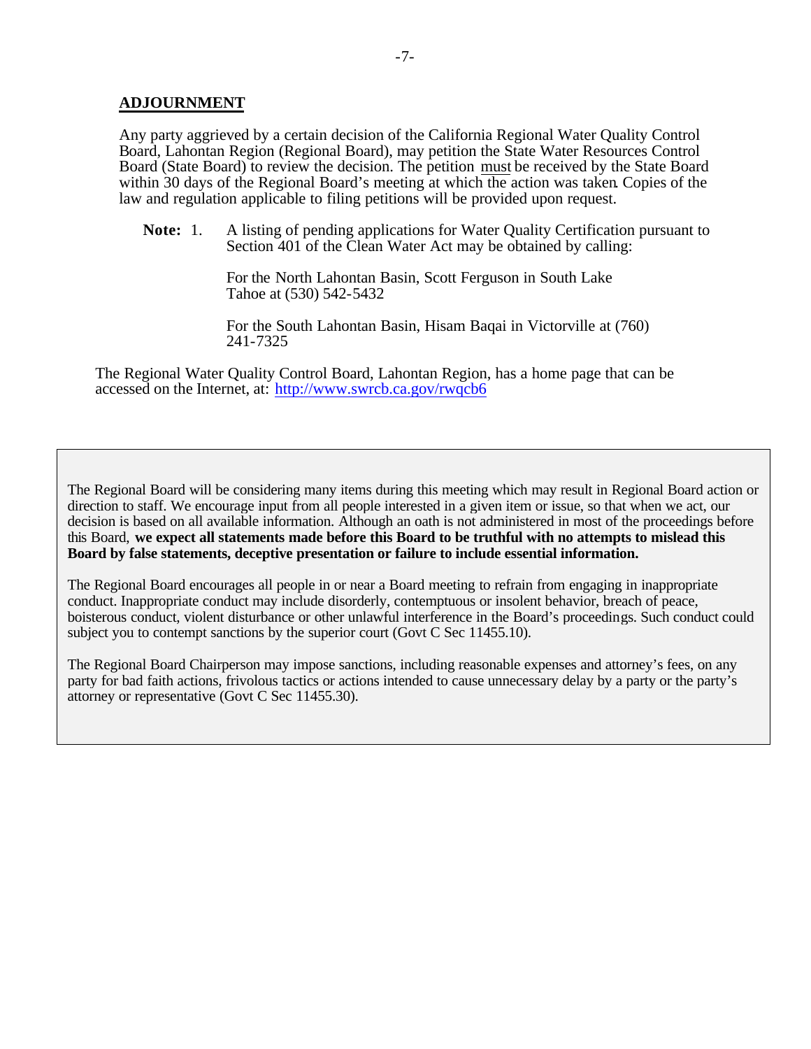## ADJOURNMENT

Any party aggrieved by a certain decision of the California Regional Water Quality Control Board, Lahontan Region (Regional Board), may petition the State Water Resources Control Board (State Board) to review the decision. The petition must be received by the State Board within 30 days of the Regional Board's meeting at which the action was taken. Copies of the law and regulation applicable to filing petitions will be provided upon request.

**Note:** 1. A listing of pending applications for Water Quality Certification pursuant to Section 401 of the Clean Water Act may be obtained by calling:

For the North Lahontan Basin, Scott Ferguson in South Lake Tahoe at (530) 542-5432

For the South Lahontan Basin, Hisam Baqai in Victorville at (760) 241-7325

The Regional Water Quality Control Board, Lahontan Region, has a home page that can be accessed on the Internet, at: http://www.swrcb.ca.gov/rwqcb6

The Regional Board will be considering many items during this meeting which may result in Regional Board action or direction to staff. We encourage input from all people interested in a given item or issue, so that when we act, our decision is based on all available information. Although an oath is not administered in most of the proceedings before this Board, **we expect all statements made before this Board to be truthful with no attempts to mislead this Board by false statements, deceptive presentation or failure to include essential information.**

The Regional Board encourages all people in or near a Board meeting to refrain from engaging in inappropriate conduct. Inappropriate conduct may include disorderly, contemptuous or insolent behavior, breach of peace, boisterous conduct, violent disturbance or other unlawful interference in the Board's proceedings. Such conduct could subject you to contempt sanctions by the superior court (Govt C Sec 11455.10).

The Regional Board Chairperson may impose sanctions, including reasonable expenses and attorney's fees, on any party for bad faith actions, frivolous tactics or actions intended to cause unnecessary delay by a party or the party's attorney or representative (Govt C Sec 11455.30).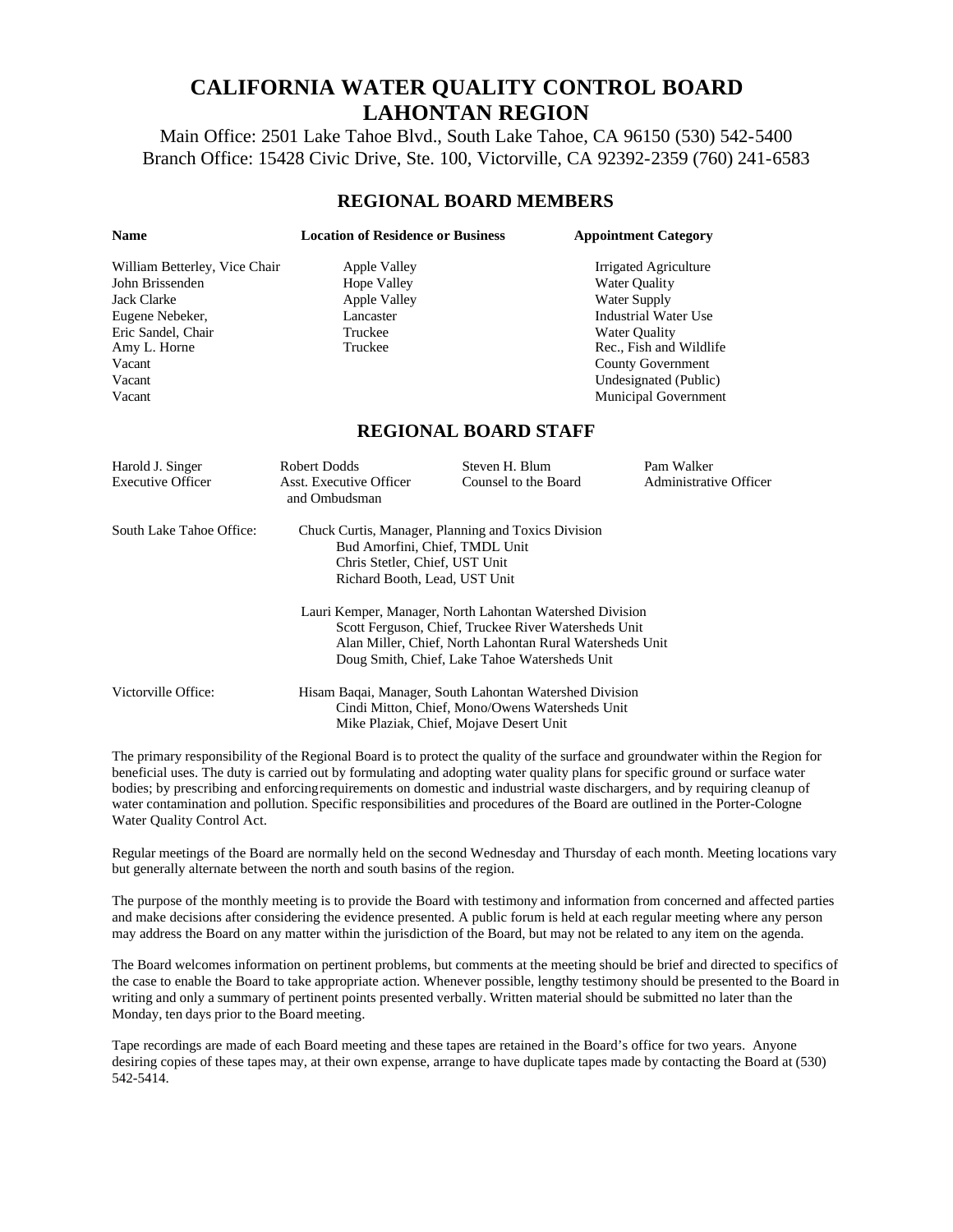# CALIFORNIA WATER QUALITY CONTROL BOARD
# LAHONTAN REGION

Main Office: 2501 Lake Tahoe Blvd., South Lake Tahoe, CA 96150 (530) 542-5400
Branch Office: 15428 Civic Drive, Ste. 100, Victorville, CA 92392-2359 (760) 241-6583

## REGIONAL BOARD MEMBERS

| Name | Location of Residence or Business | Appointment Category |
|---|---|---|
| William Betterley, Vice Chair | Apple Valley | Irrigated Agriculture |
| John Brissenden | Hope Valley | Water Quality |
| Jack Clarke | Apple Valley | Water Supply |
| Eugene Nebeker, | Lancaster | Industrial Water Use |
| Eric Sandel, Chair | Truckee | Water Quality |
| Amy L. Horne | Truckee | Rec., Fish and Wildlife |
| Vacant | | County Government |
| Vacant | | Undesignated (Public) |
| Vacant | | Municipal Government |

## REGIONAL BOARD STAFF

| Harold J. Singer | Robert Dodds | Steven H. Blum | Pam Walker |
|---|---|---|---|
| Executive Officer | Asst. Executive Officer and Ombudsman | Counsel to the Board | Administrative Officer |

South Lake Tahoe Office:

- Chuck Curtis, Manager, Planning and Toxics Division
  - Bud Amorfini, Chief, TMDL Unit
  - Chris Stetler, Chief, UST Unit
  - Richard Booth, Lead, UST Unit
- Lauri Kemper, Manager, North Lahontan Watershed Division
  - Scott Ferguson, Chief, Truckee River Watersheds Unit
  - Alan Miller, Chief, North Lahontan Rural Watersheds Unit
  - Doug Smith, Chief, Lake Tahoe Watersheds Unit

Victorville Office:

- Hisam Baqai, Manager, South Lahontan Watershed Division
  - Cindi Mitton, Chief, Mono/Owens Watersheds Unit
  - Mike Plaziak, Chief, Mojave Desert Unit

The primary responsibility of the Regional Board is to protect the quality of the surface and groundwater within the Region for beneficial uses. The duty is carried out by formulating and adopting water quality plans for specific ground or surface water bodies; by prescribing and enforcing requirements on domestic and industrial waste dischargers, and by requiring cleanup of water contamination and pollution. Specific responsibilities and procedures of the Board are outlined in the Porter-Cologne Water Quality Control Act.

Regular meetings of the Board are normally held on the second Wednesday and Thursday of each month. Meeting locations vary but generally alternate between the north and south basins of the region.

The purpose of the monthly meeting is to provide the Board with testimony and information from concerned and affected parties and make decisions after considering the evidence presented. A public forum is held at each regular meeting where any person may address the Board on any matter within the jurisdiction of the Board, but may not be related to any item on the agenda.

The Board welcomes information on pertinent problems, but comments at the meeting should be brief and directed to specifics of the case to enable the Board to take appropriate action. Whenever possible, lengthy testimony should be presented to the Board in writing and only a summary of pertinent points presented verbally. Written material should be submitted no later than the Monday, ten days prior to the Board meeting.

Tape recordings are made of each Board meeting and these tapes are retained in the Board's office for two years. Anyone desiring copies of these tapes may, at their own expense, arrange to have duplicate tapes made by contacting the Board at (530) 542-5414.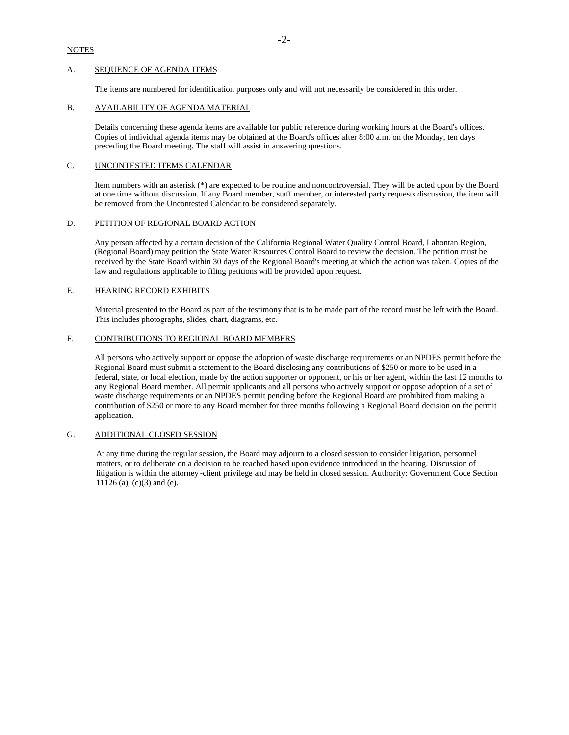NOTES

A. SEQUENCE OF AGENDA ITEMS

The items are numbered for identification purposes only and will not necessarily be considered in this order.

B. AVAILABILITY OF AGENDA MATERIAL

Details concerning these agenda items are available for public reference during working hours at the Board's offices. Copies of individual agenda items may be obtained at the Board's offices after 8:00 a.m. on the Monday, ten days preceding the Board meeting. The staff will assist in answering questions.

C. UNCONTESTED ITEMS CALENDAR

Item numbers with an asterisk (*) are expected to be routine and noncontroversial. They will be acted upon by the Board at one time without discussion. If any Board member, staff member, or interested party requests discussion, the item will be removed from the Uncontested Calendar to be considered separately.

D. PETITION OF REGIONAL BOARD ACTION

Any person affected by a certain decision of the California Regional Water Quality Control Board, Lahontan Region, (Regional Board) may petition the State Water Resources Control Board to review the decision. The petition must be received by the State Board within 30 days of the Regional Board's meeting at which the action was taken. Copies of the law and regulations applicable to filing petitions will be provided upon request.

E. HEARING RECORD EXHIBITS

Material presented to the Board as part of the testimony that is to be made part of the record must be left with the Board. This includes photographs, slides, chart, diagrams, etc.

F. CONTRIBUTIONS TO REGIONAL BOARD MEMBERS

All persons who actively support or oppose the adoption of waste discharge requirements or an NPDES permit before the Regional Board must submit a statement to the Board disclosing any contributions of $250 or more to be used in a federal, state, or local election, made by the action supporter or opponent, or his or her agent, within the last 12 months to any Regional Board member. All permit applicants and all persons who actively support or oppose adoption of a set of waste discharge requirements or an NPDES permit pending before the Regional Board are prohibited from making a contribution of $250 or more to any Board member for three months following a Regional Board decision on the permit application.

G. ADDITIONAL CLOSED SESSION

At any time during the regular session, the Board may adjourn to a closed session to consider litigation, personnel matters, or to deliberate on a decision to be reached based upon evidence introduced in the hearing. Discussion of litigation is within the attorney-client privilege and may be held in closed session. Authority: Government Code Section 11126 (a), (c)(3) and (e).